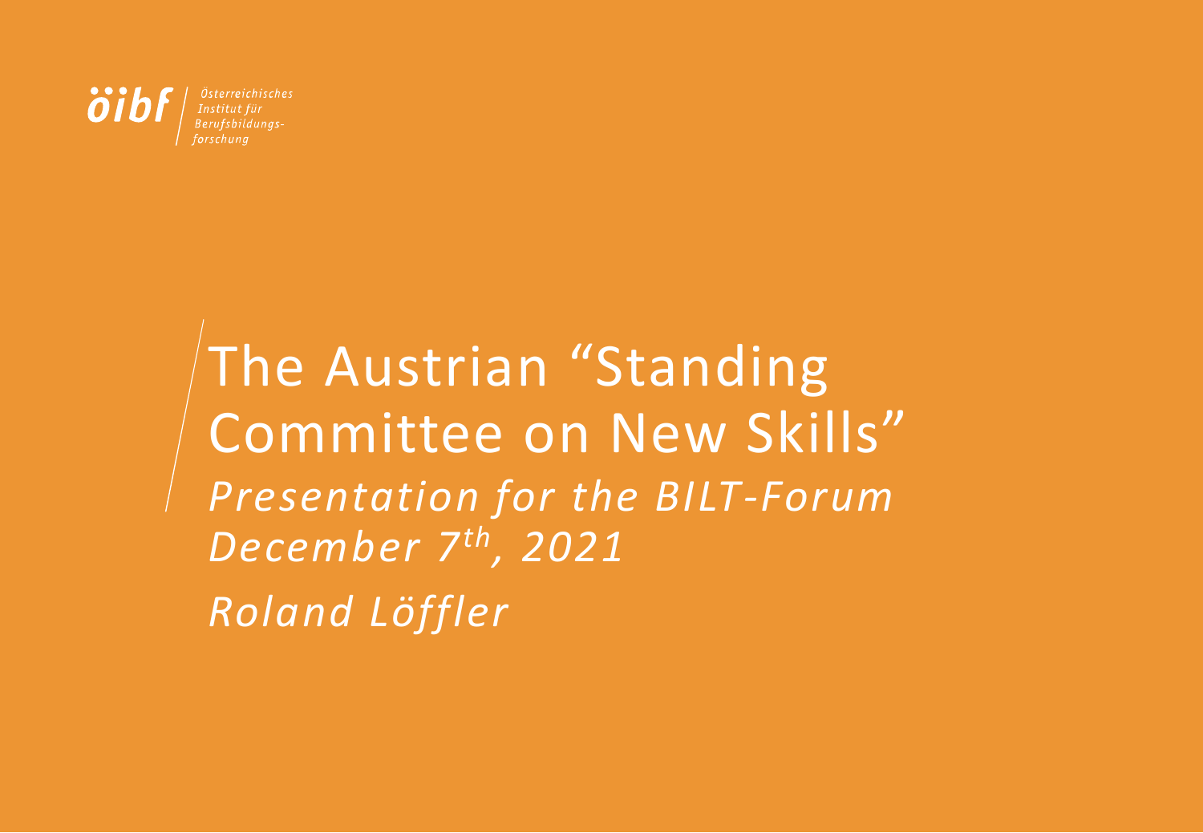öibf Österreichisches Institut für Berufsbildungsforschung

# The Austrian “Standing Committee on New Skills”

*Presentation for the BILT-Forum*

*December 7th, 2021*

*Roland Löffler*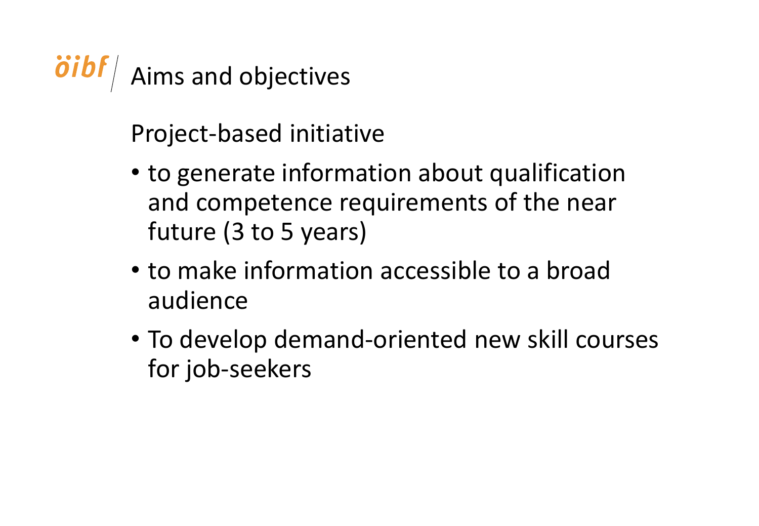# Aims and objectives

Project-based initiative

- to generate information about qualification and competence requirements of the near future (3 to 5 years)
- to make information accessible to a broad audience
- To develop demand-oriented new skill courses for job-seekers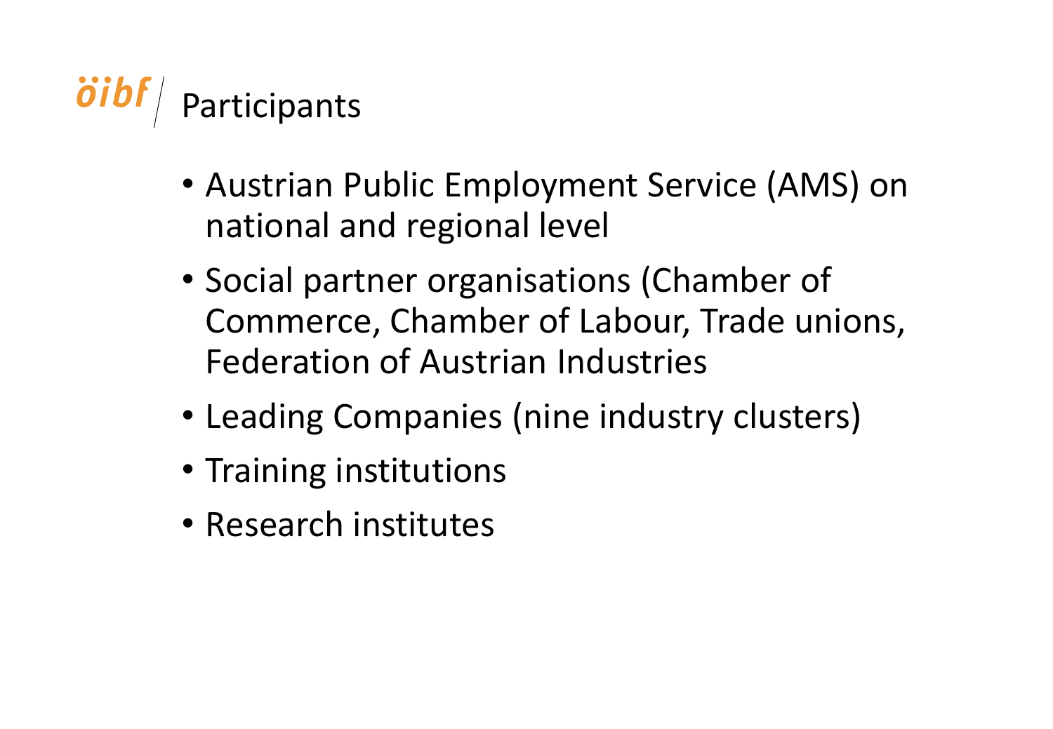# Participants

- Austrian Public Employment Service (AMS) on national and regional level
- Social partner organisations (Chamber of Commerce, Chamber of Labour, Trade unions, Federation of Austrian Industries
- Leading Companies (nine industry clusters)
- Training institutions
- Research institutes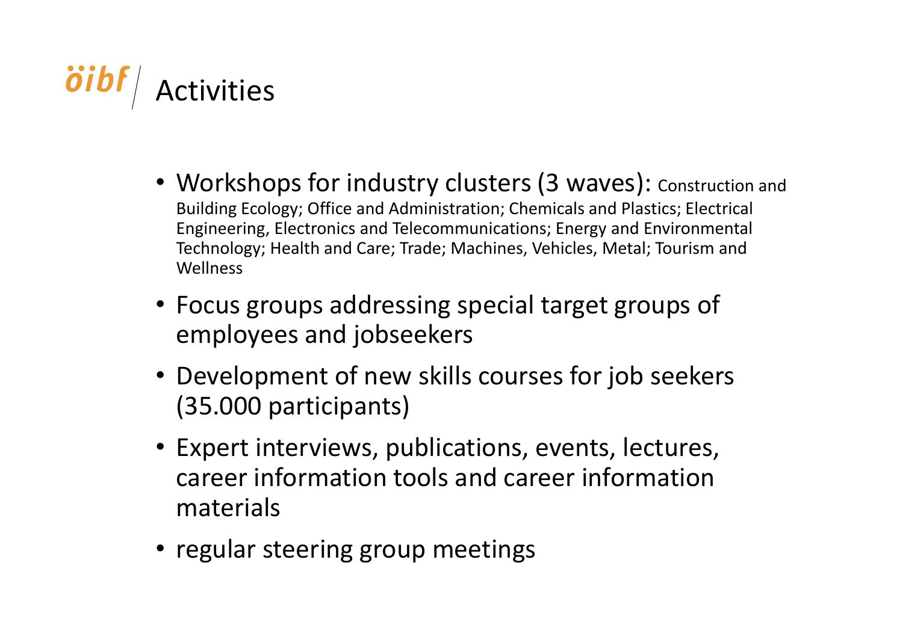# Activities

- Workshops for industry clusters (3 waves): Construction and Building Ecology; Office and Administration; Chemicals and Plastics; Electrical Engineering, Electronics and Telecommunications; Energy and Environmental Technology; Health and Care; Trade; Machines, Vehicles, Metal; Tourism and Wellness
- Focus groups addressing special target groups of employees and jobseekers
- Development of new skills courses for job seekers (35.000 participants)
- Expert interviews, publications, events, lectures, career information tools and career information materials
- regular steering group meetings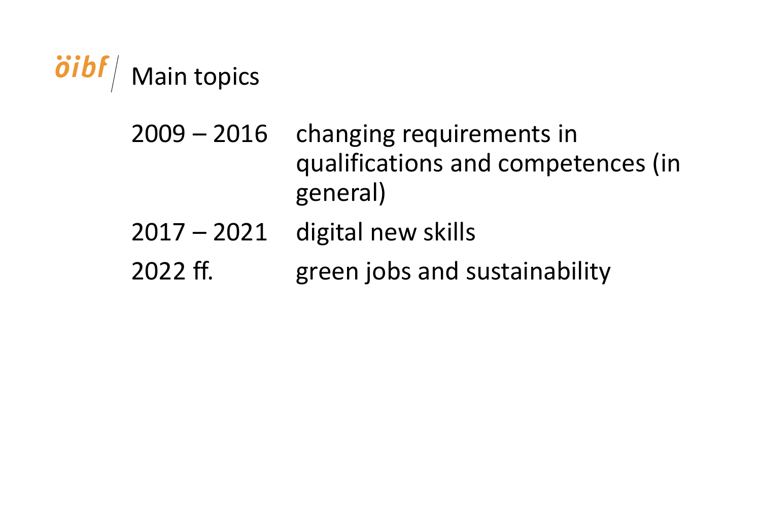öibf

# Main topics

| | |
|---|---|
| 2009 – 2016 | changing requirements in qualifications and competences (in general) |
| 2017 – 2021 | digital new skills |
| 2022 ff. | green jobs and sustainability |